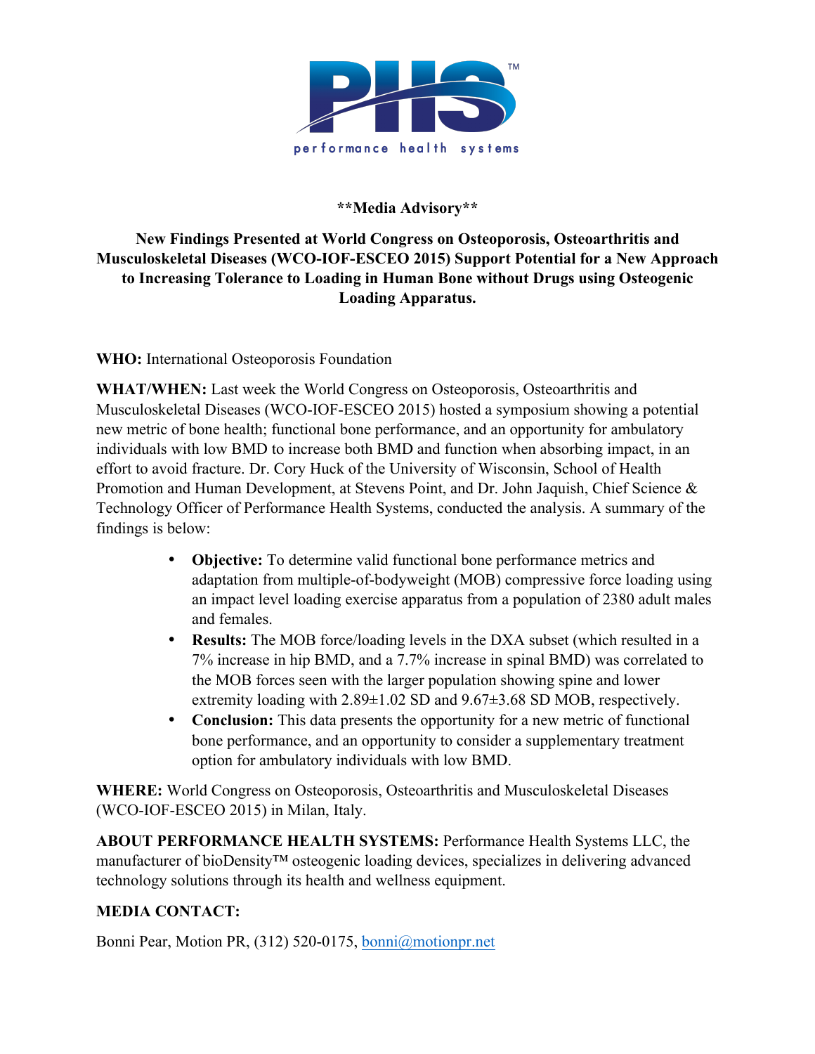PHS™
performance health systems

**\*\*Media Advisory\*\***

**New Findings Presented at World Congress on Osteoporosis, Osteoarthritis and Musculoskeletal Diseases (WCO-IOF-ESCEO 2015) Support Potential for a New Approach to Increasing Tolerance to Loading in Human Bone without Drugs using Osteogenic Loading Apparatus.**

**WHO:** International Osteoporosis Foundation

**WHAT/WHEN:** Last week the World Congress on Osteoporosis, Osteoarthritis and Musculoskeletal Diseases (WCO-IOF-ESCEO 2015) hosted a symposium showing a potential new metric of bone health; functional bone performance, and an opportunity for ambulatory individuals with low BMD to increase both BMD and function when absorbing impact, in an effort to avoid fracture. Dr. Cory Huck of the University of Wisconsin, School of Health Promotion and Human Development, at Stevens Point, and Dr. John Jaquish, Chief Science & Technology Officer of Performance Health Systems, conducted the analysis. A summary of the findings is below:

- **Objective:** To determine valid functional bone performance metrics and adaptation from multiple-of-bodyweight (MOB) compressive force loading using an impact level loading exercise apparatus from a population of 2380 adult males and females.
- **Results:** The MOB force/loading levels in the DXA subset (which resulted in a 7% increase in hip BMD, and a 7.7% increase in spinal BMD) was correlated to the MOB forces seen with the larger population showing spine and lower extremity loading with 2.89±1.02 SD and 9.67±3.68 SD MOB, respectively.
- **Conclusion:** This data presents the opportunity for a new metric of functional bone performance, and an opportunity to consider a supplementary treatment option for ambulatory individuals with low BMD.

**WHERE:** World Congress on Osteoporosis, Osteoarthritis and Musculoskeletal Diseases (WCO-IOF-ESCEO 2015) in Milan, Italy.

**ABOUT PERFORMANCE HEALTH SYSTEMS:** Performance Health Systems LLC, the manufacturer of bioDensity™ osteogenic loading devices, specializes in delivering advanced technology solutions through its health and wellness equipment.

**MEDIA CONTACT:**

Bonni Pear, Motion PR, (312) 520-0175, bonni@motionpr.net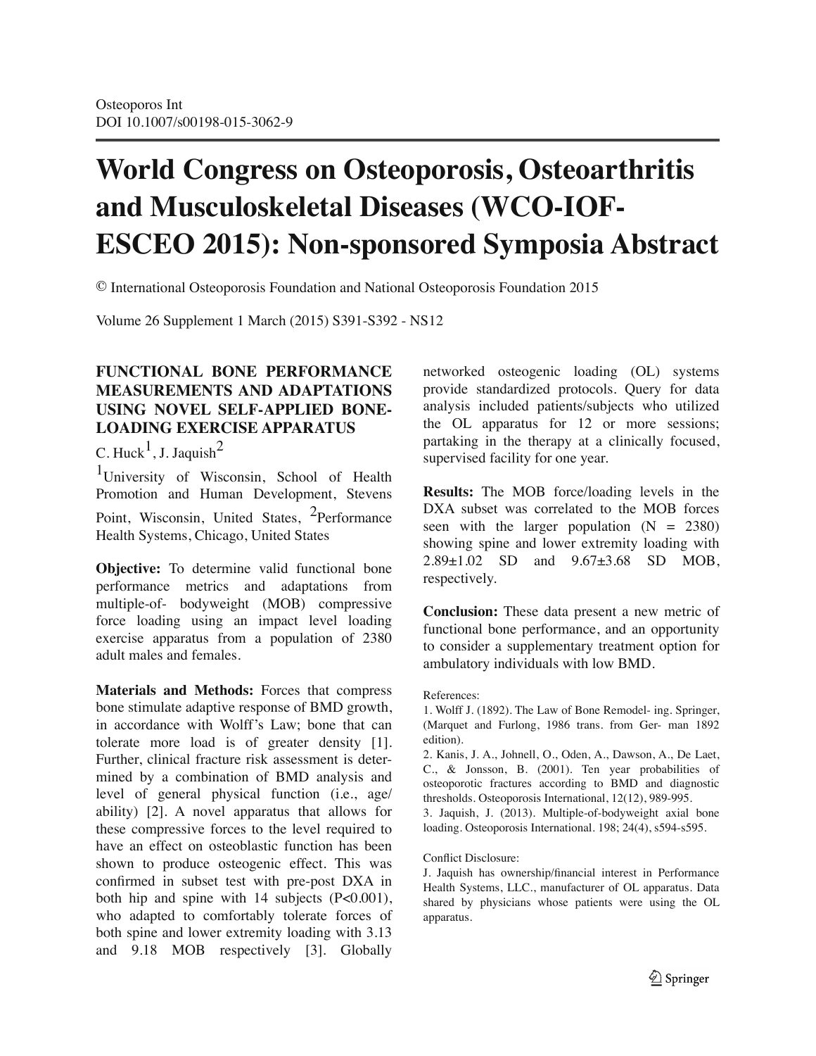Osteoporos Int
DOI 10.1007/s00198-015-3062-9

# World Congress on Osteoporosis, Osteoarthritis and Musculoskeletal Diseases (WCO-IOF-ESCEO 2015): Non-sponsored Symposia Abstract

© International Osteoporosis Foundation and National Osteoporosis Foundation 2015

Volume 26 Supplement 1 March (2015) S391-S392 - NS12

## FUNCTIONAL BONE PERFORMANCE MEASUREMENTS AND ADAPTATIONS USING NOVEL SELF-APPLIED BONE-LOADING EXERCISE APPARATUS

C. Huck[1], J. Jaquish[2]

[1]University of Wisconsin, School of Health Promotion and Human Development, Stevens Point, Wisconsin, United States, [2]Performance Health Systems, Chicago, United States

**Objective:** To determine valid functional bone performance metrics and adaptations from multiple-of- bodyweight (MOB) compressive force loading using an impact level loading exercise apparatus from a population of 2380 adult males and females.

**Materials and Methods:** Forces that compress bone stimulate adaptive response of BMD growth, in accordance with Wolff's Law; bone that can tolerate more load is of greater density [1]. Further, clinical fracture risk assessment is determined by a combination of BMD analysis and level of general physical function (i.e., age/ ability) [2]. A novel apparatus that allows for these compressive forces to the level required to have an effect on osteoblastic function has been shown to produce osteogenic effect. This was confirmed in subset test with pre-post DXA in both hip and spine with 14 subjects ($P<0.001$), who adapted to comfortably tolerate forces of both spine and lower extremity loading with 3.13 and 9.18 MOB respectively [3]. Globally networked osteogenic loading (OL) systems provide standardized protocols. Query for data analysis included patients/subjects who utilized the OL apparatus for 12 or more sessions; partaking in the therapy at a clinically focused, supervised facility for one year.

**Results:** The MOB force/loading levels in the DXA subset was correlated to the MOB forces seen with the larger population (N = 2380) showing spine and lower extremity loading with $2.89\pm1.02$ SD and $9.67\pm3.68$ SD MOB, respectively.

**Conclusion:** These data present a new metric of functional bone performance, and an opportunity to consider a supplementary treatment option for ambulatory individuals with low BMD.

References:

1. Wolff J. (1892). The Law of Bone Remodel- ing. Springer, (Marquet and Furlong, 1986 trans. from Ger- man 1892 edition).
2. Kanis, J. A., Johnell, O., Oden, A., Dawson, A., De Laet, C., & Jonsson, B. (2001). Ten year probabilities of osteoporotic fractures according to BMD and diagnostic thresholds. Osteoporosis International, 12(12), 989-995.
3. Jaquish, J. (2013). Multiple-of-bodyweight axial bone loading. Osteoporosis International. 198; 24(4), s594-s595.

Conflict Disclosure:
J. Jaquish has ownership/financial interest in Performance Health Systems, LLC., manufacturer of OL apparatus. Data shared by physicians whose patients were using the OL apparatus.